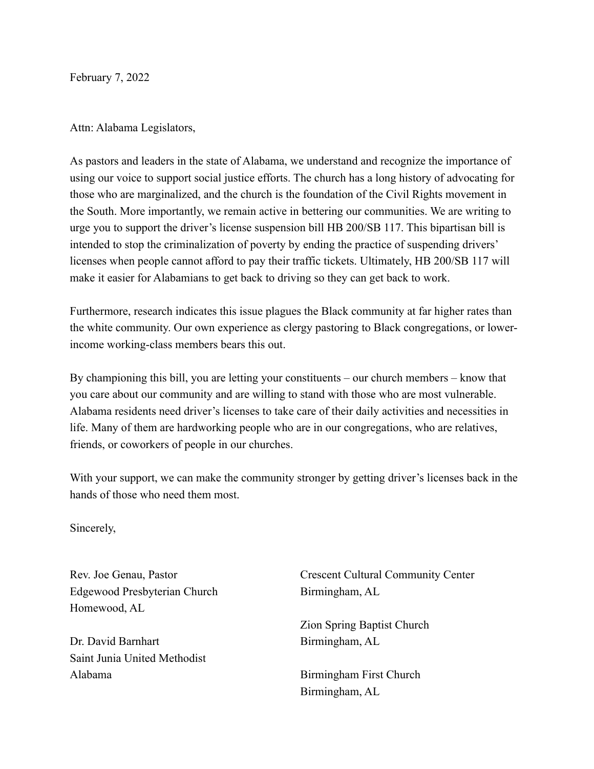February 7, 2022

Attn: Alabama Legislators,

As pastors and leaders in the state of Alabama, we understand and recognize the importance of using our voice to support social justice efforts. The church has a long history of advocating for those who are marginalized, and the church is the foundation of the Civil Rights movement in the South. More importantly, we remain active in bettering our communities. We are writing to urge you to support the driver's license suspension bill HB 200/SB 117. This bipartisan bill is intended to stop the criminalization of poverty by ending the practice of suspending drivers' licenses when people cannot afford to pay their traffic tickets. Ultimately, HB 200/SB 117 will make it easier for Alabamians to get back to driving so they can get back to work.

Furthermore, research indicates this issue plagues the Black community at far higher rates than the white community. Our own experience as clergy pastoring to Black congregations, or lower-income working-class members bears this out.

By championing this bill, you are letting your constituents – our church members – know that you care about our community and are willing to stand with those who are most vulnerable. Alabama residents need driver's licenses to take care of their daily activities and necessities in life. Many of them are hardworking people who are in our congregations, who are relatives, friends, or coworkers of people in our churches.

With your support, we can make the community stronger by getting driver's licenses back in the hands of those who need them most.

Sincerely,

Rev. Joe Genau, Pastor
Edgewood Presbyterian Church
Homewood, AL

Dr. David Barnhart
Saint Junia United Methodist
Alabama

Crescent Cultural Community Center
Birmingham, AL

Zion Spring Baptist Church
Birmingham, AL

Birmingham First Church
Birmingham, AL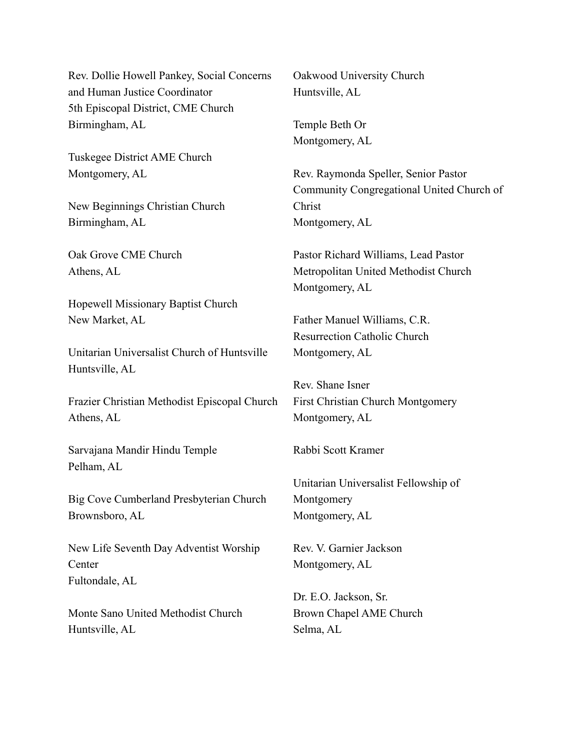Rev. Dollie Howell Pankey, Social Concerns and Human Justice Coordinator
5th Episcopal District, CME Church
Birmingham, AL

Tuskegee District AME Church
Montgomery, AL

New Beginnings Christian Church
Birmingham, AL

Oak Grove CME Church
Athens, AL

Hopewell Missionary Baptist Church
New Market, AL

Unitarian Universalist Church of Huntsville
Huntsville, AL

Frazier Christian Methodist Episcopal Church
Athens, AL

Sarvajana Mandir Hindu Temple
Pelham, AL

Big Cove Cumberland Presbyterian Church
Brownsboro, AL

New Life Seventh Day Adventist Worship Center
Fultondale, AL

Monte Sano United Methodist Church
Huntsville, AL

Oakwood University Church
Huntsville, AL

Temple Beth Or
Montgomery, AL

Rev. Raymonda Speller, Senior Pastor
Community Congregational United Church of Christ
Montgomery, AL

Pastor Richard Williams, Lead Pastor
Metropolitan United Methodist Church
Montgomery, AL

Father Manuel Williams, C.R.
Resurrection Catholic Church
Montgomery, AL

Rev. Shane Isner
First Christian Church Montgomery
Montgomery, AL

Rabbi Scott Kramer

Unitarian Universalist Fellowship of Montgomery
Montgomery, AL

Rev. V. Garnier Jackson
Montgomery, AL

Dr. E.O. Jackson, Sr.
Brown Chapel AME Church
Selma, AL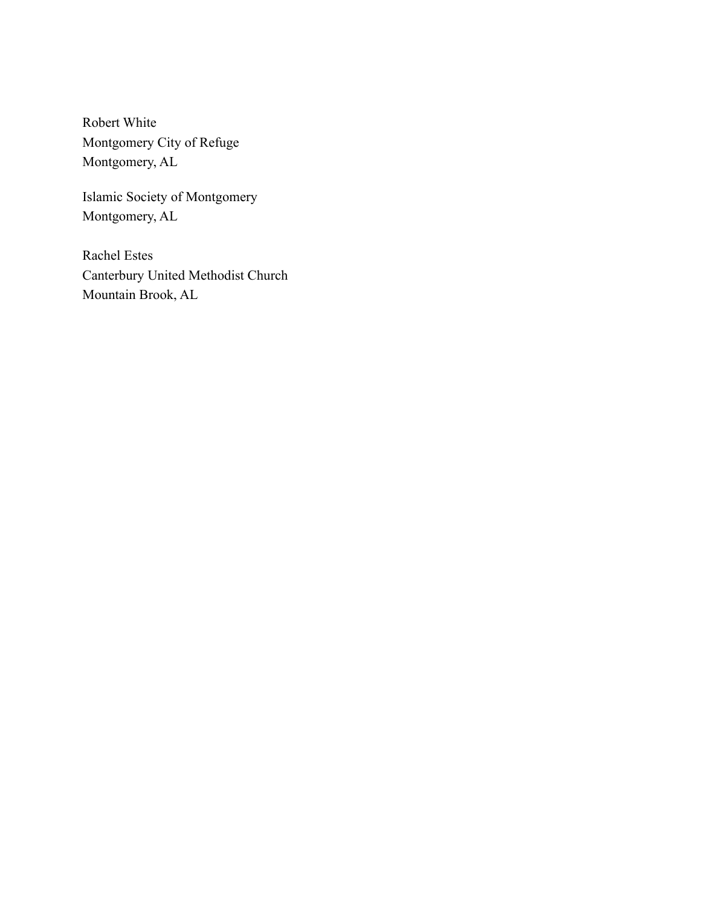Robert White
Montgomery City of Refuge
Montgomery, AL

Islamic Society of Montgomery
Montgomery, AL

Rachel Estes
Canterbury United Methodist Church
Mountain Brook, AL